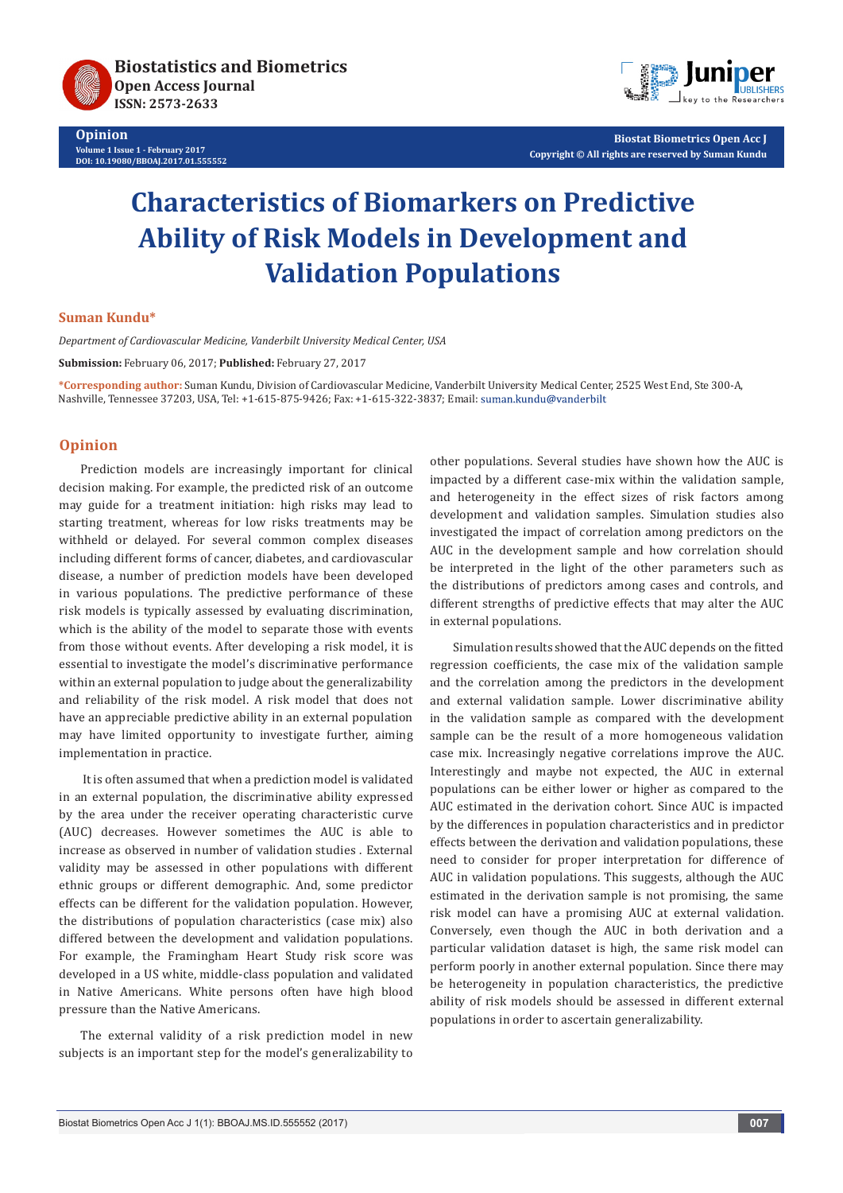# Characteristics of Biomarkers on Predictive Ability of Risk Models in Development and Validation Populations

**Suman Kundu***

*Department of Cardiovascular Medicine, Vanderbilt University Medical Center, USA*

**Submission:** February 06, 2017; **Published:** February 27, 2017

***Corresponding author:** Suman Kundu, Division of Cardiovascular Medicine, Vanderbilt University Medical Center, 2525 West End, Ste 300-A, Nashville, Tennessee 37203, USA, Tel: +1-615-875-9426; Fax: +1-615-322-3837; Email: suman.kundu@vanderbilt

## Opinion

Prediction models are increasingly important for clinical decision making. For example, the predicted risk of an outcome may guide for a treatment initiation: high risks may lead to starting treatment, whereas for low risks treatments may be withheld or delayed. For several common complex diseases including different forms of cancer, diabetes, and cardiovascular disease, a number of prediction models have been developed in various populations. The predictive performance of these risk models is typically assessed by evaluating discrimination, which is the ability of the model to separate those with events from those without events. After developing a risk model, it is essential to investigate the model's discriminative performance within an external population to judge about the generalizability and reliability of the risk model. A risk model that does not have an appreciable predictive ability in an external population may have limited opportunity to investigate further, aiming implementation in practice.

It is often assumed that when a prediction model is validated in an external population, the discriminative ability expressed by the area under the receiver operating characteristic curve (AUC) decreases. However sometimes the AUC is able to increase as observed in number of validation studies . External validity may be assessed in other populations with different ethnic groups or different demographic. And, some predictor effects can be different for the validation population. However, the distributions of population characteristics (case mix) also differed between the development and validation populations. For example, the Framingham Heart Study risk score was developed in a US white, middle-class population and validated in Native Americans. White persons often have high blood pressure than the Native Americans.

The external validity of a risk prediction model in new subjects is an important step for the model's generalizability to other populations. Several studies have shown how the AUC is impacted by a different case-mix within the validation sample, and heterogeneity in the effect sizes of risk factors among development and validation samples. Simulation studies also investigated the impact of correlation among predictors on the AUC in the development sample and how correlation should be interpreted in the light of the other parameters such as the distributions of predictors among cases and controls, and different strengths of predictive effects that may alter the AUC in external populations.

Simulation results showed that the AUC depends on the fitted regression coefficients, the case mix of the validation sample and the correlation among the predictors in the development and external validation sample. Lower discriminative ability in the validation sample as compared with the development sample can be the result of a more homogeneous validation case mix. Increasingly negative correlations improve the AUC. Interestingly and maybe not expected, the AUC in external populations can be either lower or higher as compared to the AUC estimated in the derivation cohort. Since AUC is impacted by the differences in population characteristics and in predictor effects between the derivation and validation populations, these need to consider for proper interpretation for difference of AUC in validation populations. This suggests, although the AUC estimated in the derivation sample is not promising, the same risk model can have a promising AUC at external validation. Conversely, even though the AUC in both derivation and a particular validation dataset is high, the same risk model can perform poorly in another external population. Since there may be heterogeneity in population characteristics, the predictive ability of risk models should be assessed in different external populations in order to ascertain generalizability.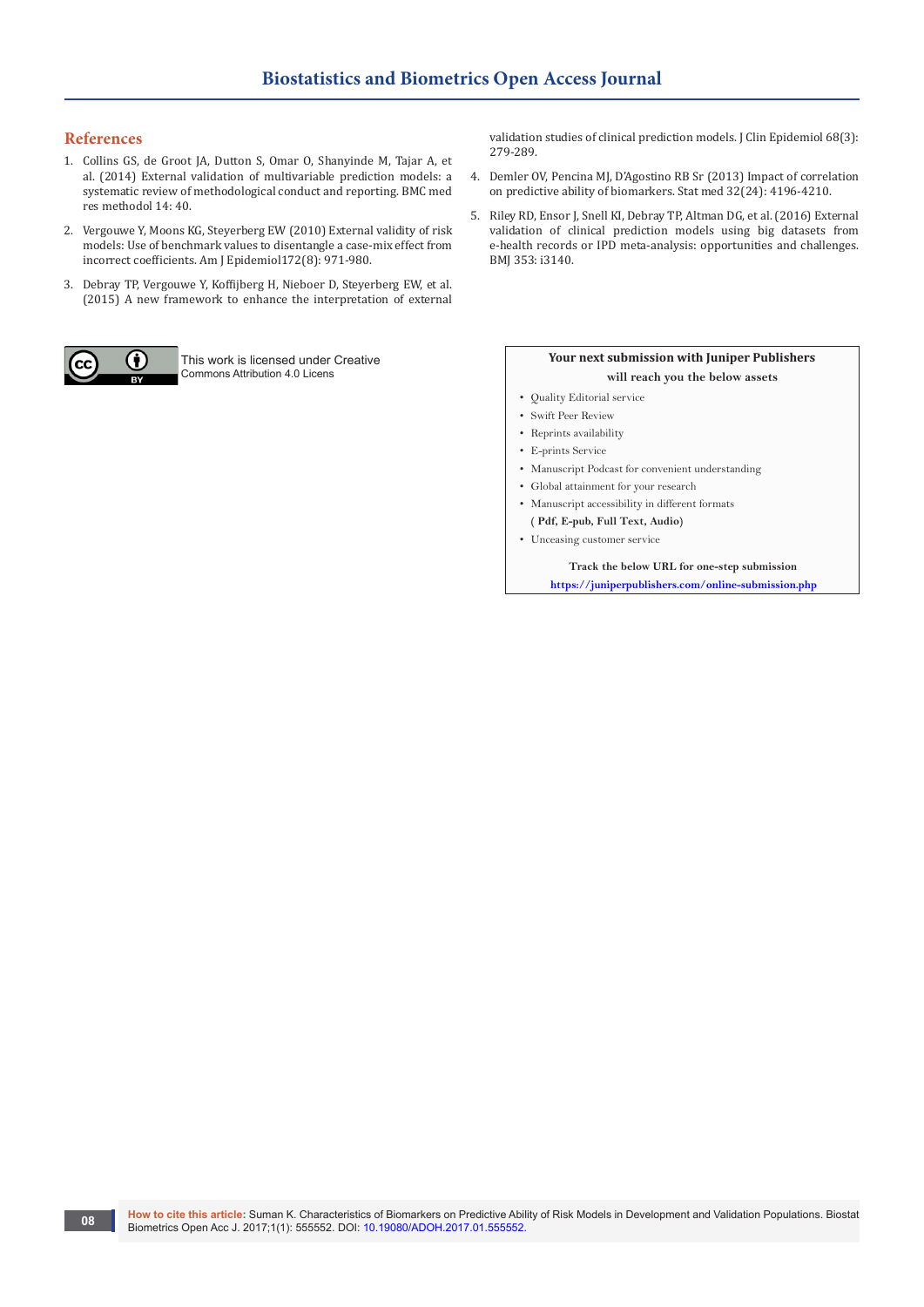## References

1. Collins GS, de Groot JA, Dutton S, Omar O, Shanyinde M, Tajar A, et al. (2014) External validation of multivariable prediction models: a systematic review of methodological conduct and reporting. BMC med res methodol 14: 40.

2. Vergouwe Y, Moons KG, Steyerberg EW (2010) External validity of risk models: Use of benchmark values to disentangle a case-mix effect from incorrect coefficients. Am J Epidemiol172(8): 971-980.

3. Debray TP, Vergouwe Y, Koffijberg H, Nieboer D, Steyerberg EW, et al. (2015) A new framework to enhance the interpretation of external validation studies of clinical prediction models. J Clin Epidemiol 68(3): 279-289.

4. Demler OV, Pencina MJ, D'Agostino RB Sr (2013) Impact of correlation on predictive ability of biomarkers. Stat med 32(24): 4196-4210.

5. Riley RD, Ensor J, Snell KI, Debray TP, Altman DG, et al. (2016) External validation of clinical prediction models using big datasets from e-health records or IPD meta-analysis: opportunities and challenges. BMJ 353: i3140.

This work is licensed under Creative Commons Attribution 4.0 Licens

**Your next submission with Juniper Publishers will reach you the below assets**

- Quality Editorial service
- Swift Peer Review
- Reprints availability
- E-prints Service
- Manuscript Podcast for convenient understanding
- Global attainment for your research
- Manuscript accessibility in different formats **( Pdf, E-pub, Full Text, Audio)**
- Unceasing customer service

**Track the below URL for one-step submission**

**https://juniperpublishers.com/online-submission.php**

**How to cite this article:** Suman K. Characteristics of Biomarkers on Predictive Ability of Risk Models in Development and Validation Populations. Biostat Biometrics Open Acc J. 2017;1(1): 555552. DOI: 10.19080/ADOH.2017.01.555552.